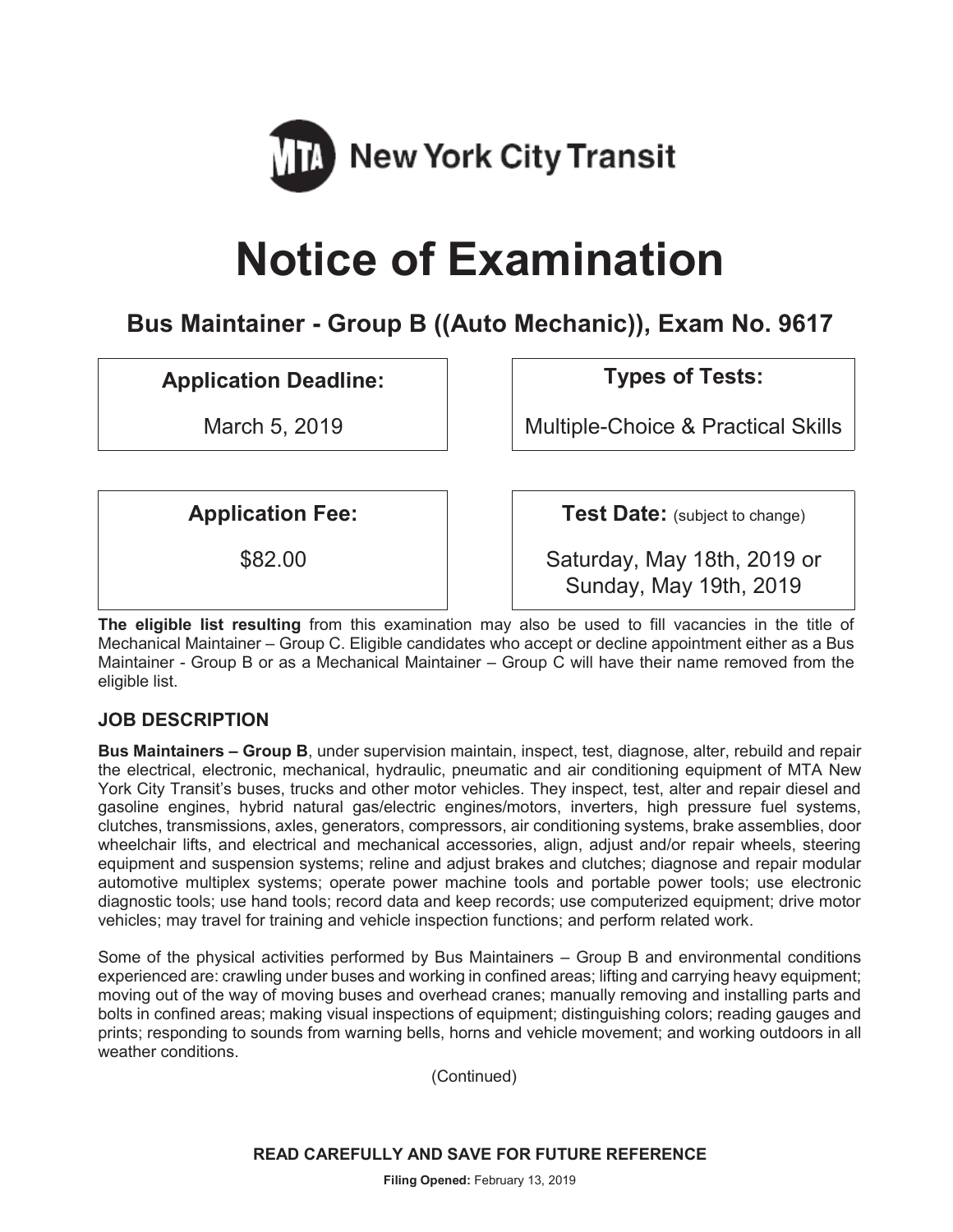MTA New York City Transit

# Notice of Examination

## Bus Maintainer - Group B ((Auto Mechanic)), Exam No. 9617

| Application Deadline: | Types of Tests: |
| --- | --- |
| March 5, 2019 | Multiple-Choice & Practical Skills |

| Application Fee: | Test Date: (subject to change) |
| --- | --- |
| $82.00 | Saturday, May 18th, 2019 or Sunday, May 19th, 2019 |

**The eligible list resulting** from this examination may also be used to fill vacancies in the title of Mechanical Maintainer – Group C. Eligible candidates who accept or decline appointment either as a Bus Maintainer - Group B or as a Mechanical Maintainer – Group C will have their name removed from the eligible list.

### JOB DESCRIPTION

**Bus Maintainers – Group B**, under supervision maintain, inspect, test, diagnose, alter, rebuild and repair the electrical, electronic, mechanical, hydraulic, pneumatic and air conditioning equipment of MTA New York City Transit's buses, trucks and other motor vehicles. They inspect, test, alter and repair diesel and gasoline engines, hybrid natural gas/electric engines/motors, inverters, high pressure fuel systems, clutches, transmissions, axles, generators, compressors, air conditioning systems, brake assemblies, door wheelchair lifts, and electrical and mechanical accessories, align, adjust and/or repair wheels, steering equipment and suspension systems; reline and adjust brakes and clutches; diagnose and repair modular automotive multiplex systems; operate power machine tools and portable power tools; use electronic diagnostic tools; use hand tools; record data and keep records; use computerized equipment; drive motor vehicles; may travel for training and vehicle inspection functions; and perform related work.

Some of the physical activities performed by Bus Maintainers – Group B and environmental conditions experienced are: crawling under buses and working in confined areas; lifting and carrying heavy equipment; moving out of the way of moving buses and overhead cranes; manually removing and installing parts and bolts in confined areas; making visual inspections of equipment; distinguishing colors; reading gauges and prints; responding to sounds from warning bells, horns and vehicle movement; and working outdoors in all weather conditions.

(Continued)

**READ CAREFULLY AND SAVE FOR FUTURE REFERENCE**

**Filing Opened:** February 13, 2019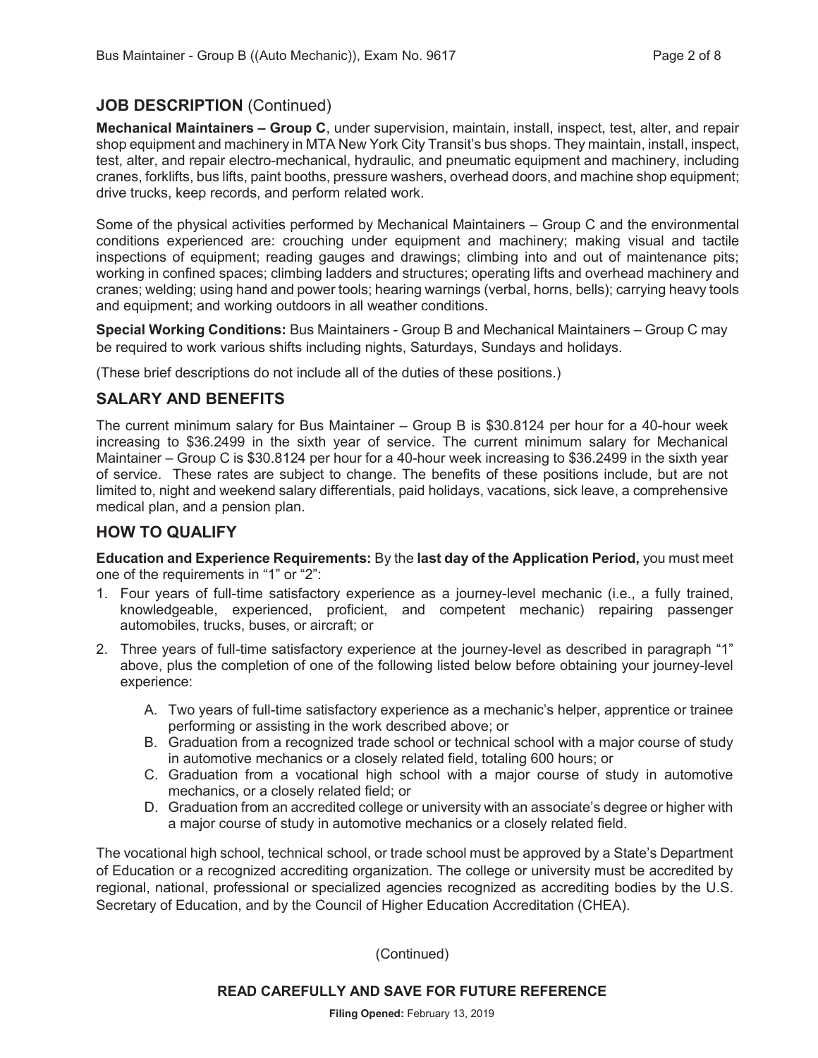## JOB DESCRIPTION (Continued)

**Mechanical Maintainers – Group C**, under supervision, maintain, install, inspect, test, alter, and repair shop equipment and machinery in MTA New York City Transit's bus shops. They maintain, install, inspect, test, alter, and repair electro-mechanical, hydraulic, and pneumatic equipment and machinery, including cranes, forklifts, bus lifts, paint booths, pressure washers, overhead doors, and machine shop equipment; drive trucks, keep records, and perform related work.

Some of the physical activities performed by Mechanical Maintainers – Group C and the environmental conditions experienced are: crouching under equipment and machinery; making visual and tactile inspections of equipment; reading gauges and drawings; climbing into and out of maintenance pits; working in confined spaces; climbing ladders and structures; operating lifts and overhead machinery and cranes; welding; using hand and power tools; hearing warnings (verbal, horns, bells); carrying heavy tools and equipment; and working outdoors in all weather conditions.

**Special Working Conditions:** Bus Maintainers - Group B and Mechanical Maintainers – Group C may be required to work various shifts including nights, Saturdays, Sundays and holidays.

(These brief descriptions do not include all of the duties of these positions.)

## SALARY AND BENEFITS

The current minimum salary for Bus Maintainer – Group B is $30.8124 per hour for a 40-hour week increasing to $36.2499 in the sixth year of service. The current minimum salary for Mechanical Maintainer – Group C is $30.8124 per hour for a 40-hour week increasing to $36.2499 in the sixth year of service. These rates are subject to change. The benefits of these positions include, but are not limited to, night and weekend salary differentials, paid holidays, vacations, sick leave, a comprehensive medical plan, and a pension plan.

## HOW TO QUALIFY

**Education and Experience Requirements:** By the **last day of the Application Period,** you must meet one of the requirements in "1" or "2":

1. Four years of full-time satisfactory experience as a journey-level mechanic (i.e., a fully trained, knowledgeable, experienced, proficient, and competent mechanic) repairing passenger automobiles, trucks, buses, or aircraft; or
2. Three years of full-time satisfactory experience at the journey-level as described in paragraph "1" above, plus the completion of one of the following listed below before obtaining your journey-level experience:

   A. Two years of full-time satisfactory experience as a mechanic's helper, apprentice or trainee performing or assisting in the work described above; or

   B. Graduation from a recognized trade school or technical school with a major course of study in automotive mechanics or a closely related field, totaling 600 hours; or

   C. Graduation from a vocational high school with a major course of study in automotive mechanics, or a closely related field; or

   D. Graduation from an accredited college or university with an associate's degree or higher with a major course of study in automotive mechanics or a closely related field.

The vocational high school, technical school, or trade school must be approved by a State's Department of Education or a recognized accrediting organization. The college or university must be accredited by regional, national, professional or specialized agencies recognized as accrediting bodies by the U.S. Secretary of Education, and by the Council of Higher Education Accreditation (CHEA).

(Continued)

**READ CAREFULLY AND SAVE FOR FUTURE REFERENCE**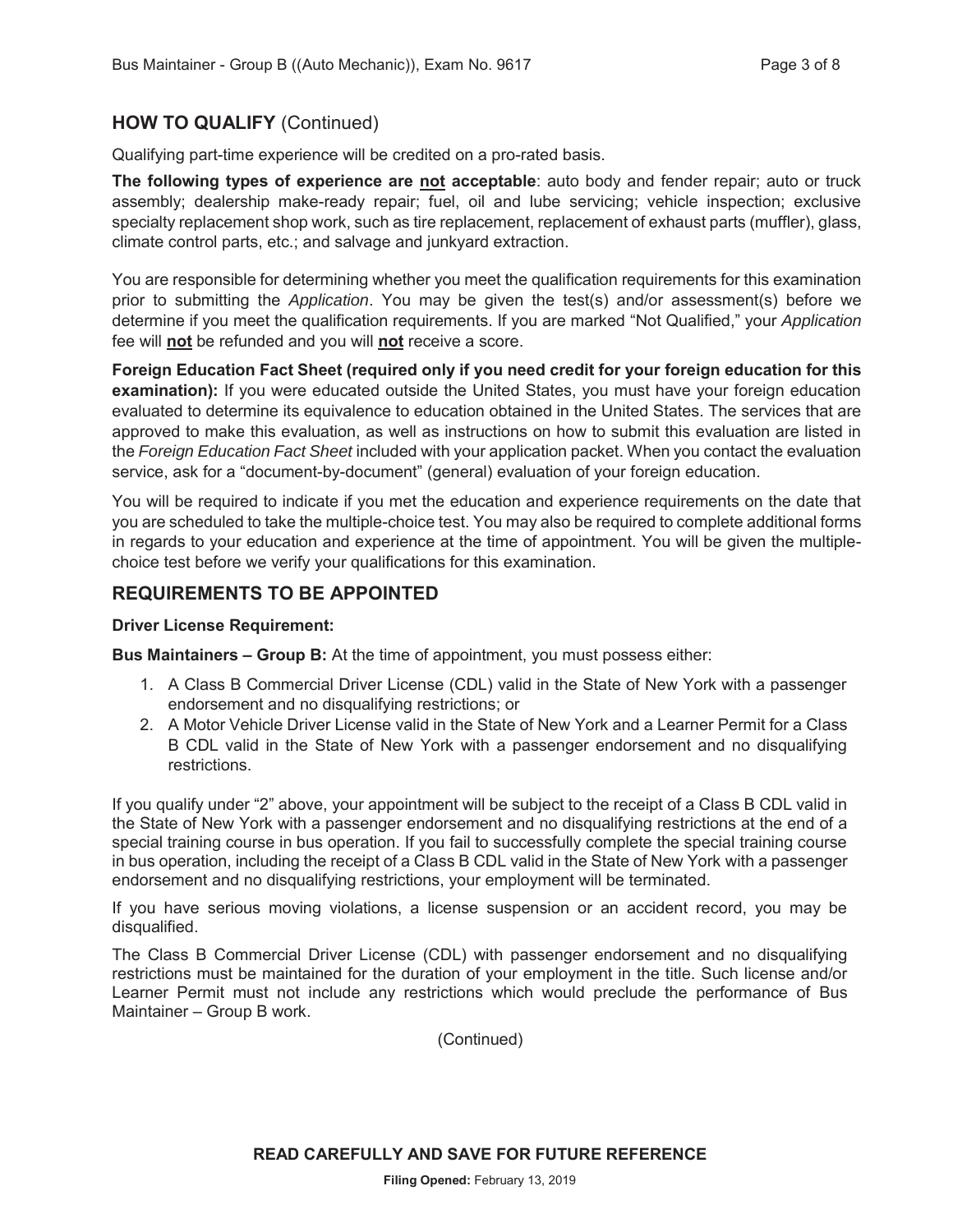## HOW TO QUALIFY (Continued)

Qualifying part-time experience will be credited on a pro-rated basis.

**The following types of experience are not acceptable**: auto body and fender repair; auto or truck assembly; dealership make-ready repair; fuel, oil and lube servicing; vehicle inspection; exclusive specialty replacement shop work, such as tire replacement, replacement of exhaust parts (muffler), glass, climate control parts, etc.; and salvage and junkyard extraction.

You are responsible for determining whether you meet the qualification requirements for this examination prior to submitting the *Application*. You may be given the test(s) and/or assessment(s) before we determine if you meet the qualification requirements. If you are marked "Not Qualified," your *Application* fee will **not** be refunded and you will **not** receive a score.

**Foreign Education Fact Sheet (required only if you need credit for your foreign education for this examination):** If you were educated outside the United States, you must have your foreign education evaluated to determine its equivalence to education obtained in the United States. The services that are approved to make this evaluation, as well as instructions on how to submit this evaluation are listed in the *Foreign Education Fact Sheet* included with your application packet. When you contact the evaluation service, ask for a "document-by-document" (general) evaluation of your foreign education.

You will be required to indicate if you met the education and experience requirements on the date that you are scheduled to take the multiple-choice test. You may also be required to complete additional forms in regards to your education and experience at the time of appointment. You will be given the multiple-choice test before we verify your qualifications for this examination.

## REQUIREMENTS TO BE APPOINTED

**Driver License Requirement:**

**Bus Maintainers – Group B:** At the time of appointment, you must possess either:

1. A Class B Commercial Driver License (CDL) valid in the State of New York with a passenger endorsement and no disqualifying restrictions; or
2. A Motor Vehicle Driver License valid in the State of New York and a Learner Permit for a Class B CDL valid in the State of New York with a passenger endorsement and no disqualifying restrictions.

If you qualify under "2" above, your appointment will be subject to the receipt of a Class B CDL valid in the State of New York with a passenger endorsement and no disqualifying restrictions at the end of a special training course in bus operation. If you fail to successfully complete the special training course in bus operation, including the receipt of a Class B CDL valid in the State of New York with a passenger endorsement and no disqualifying restrictions, your employment will be terminated.

If you have serious moving violations, a license suspension or an accident record, you may be disqualified.

The Class B Commercial Driver License (CDL) with passenger endorsement and no disqualifying restrictions must be maintained for the duration of your employment in the title. Such license and/or Learner Permit must not include any restrictions which would preclude the performance of Bus Maintainer – Group B work.

(Continued)

**READ CAREFULLY AND SAVE FOR FUTURE REFERENCE**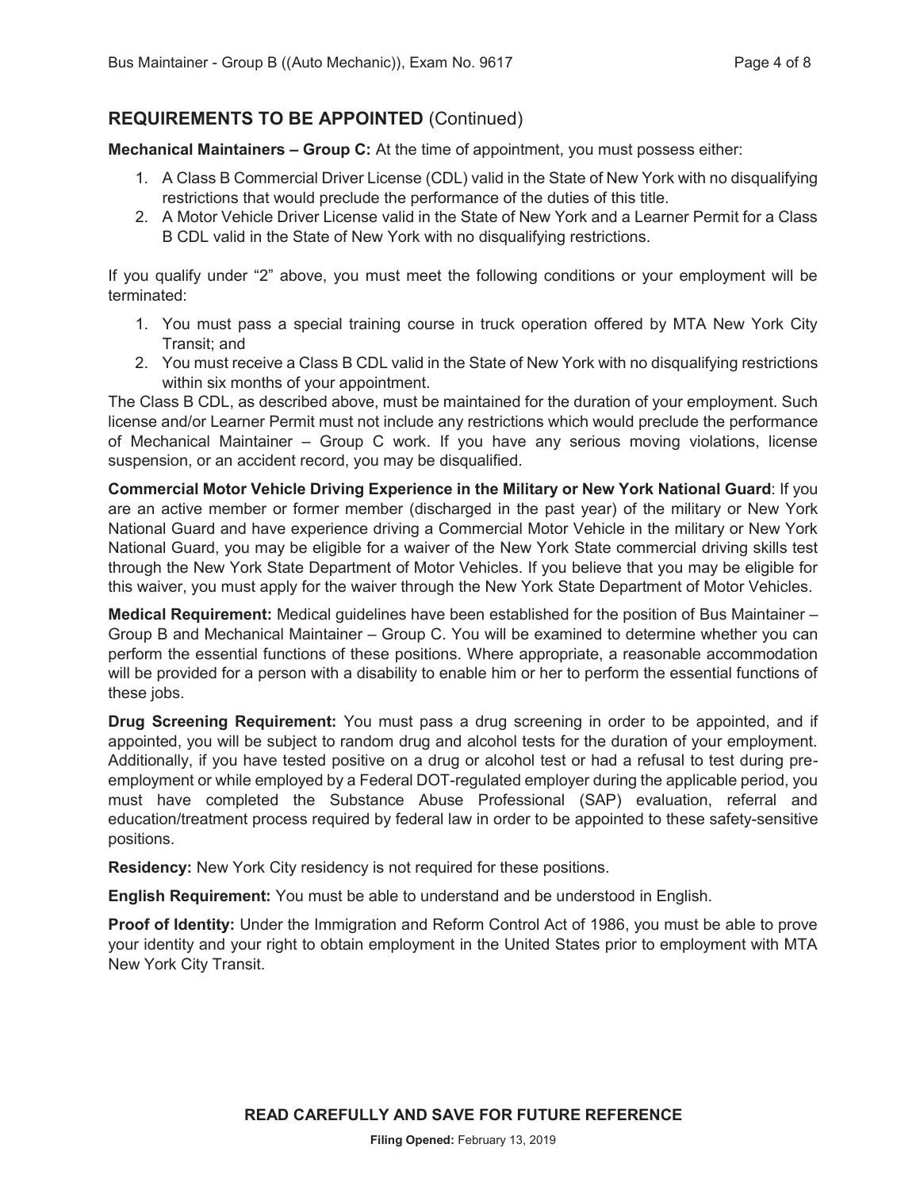## REQUIREMENTS TO BE APPOINTED (Continued)

**Mechanical Maintainers – Group C:** At the time of appointment, you must possess either:

1. A Class B Commercial Driver License (CDL) valid in the State of New York with no disqualifying restrictions that would preclude the performance of the duties of this title.
2. A Motor Vehicle Driver License valid in the State of New York and a Learner Permit for a Class B CDL valid in the State of New York with no disqualifying restrictions.

If you qualify under "2" above, you must meet the following conditions or your employment will be terminated:

1. You must pass a special training course in truck operation offered by MTA New York City Transit; and
2. You must receive a Class B CDL valid in the State of New York with no disqualifying restrictions within six months of your appointment.

The Class B CDL, as described above, must be maintained for the duration of your employment. Such license and/or Learner Permit must not include any restrictions which would preclude the performance of Mechanical Maintainer – Group C work. If you have any serious moving violations, license suspension, or an accident record, you may be disqualified.

**Commercial Motor Vehicle Driving Experience in the Military or New York National Guard**: If you are an active member or former member (discharged in the past year) of the military or New York National Guard and have experience driving a Commercial Motor Vehicle in the military or New York National Guard, you may be eligible for a waiver of the New York State commercial driving skills test through the New York State Department of Motor Vehicles. If you believe that you may be eligible for this waiver, you must apply for the waiver through the New York State Department of Motor Vehicles.

**Medical Requirement:** Medical guidelines have been established for the position of Bus Maintainer – Group B and Mechanical Maintainer – Group C. You will be examined to determine whether you can perform the essential functions of these positions. Where appropriate, a reasonable accommodation will be provided for a person with a disability to enable him or her to perform the essential functions of these jobs.

**Drug Screening Requirement:** You must pass a drug screening in order to be appointed, and if appointed, you will be subject to random drug and alcohol tests for the duration of your employment. Additionally, if you have tested positive on a drug or alcohol test or had a refusal to test during pre-employment or while employed by a Federal DOT-regulated employer during the applicable period, you must have completed the Substance Abuse Professional (SAP) evaluation, referral and education/treatment process required by federal law in order to be appointed to these safety-sensitive positions.

**Residency:** New York City residency is not required for these positions.

**English Requirement:** You must be able to understand and be understood in English.

**Proof of Identity:** Under the Immigration and Reform Control Act of 1986, you must be able to prove your identity and your right to obtain employment in the United States prior to employment with MTA New York City Transit.

**READ CAREFULLY AND SAVE FOR FUTURE REFERENCE**

**Filing Opened:** February 13, 2019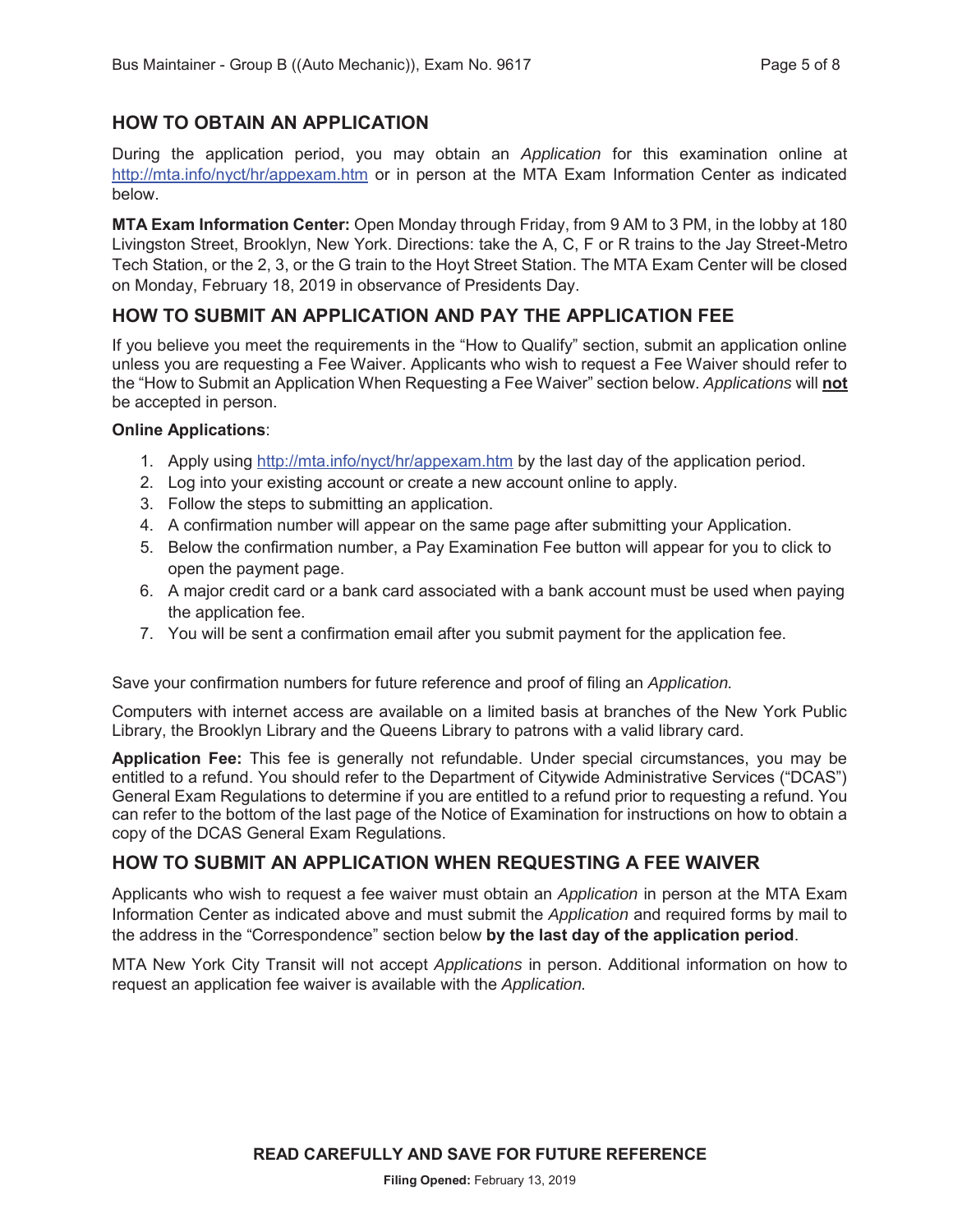## HOW TO OBTAIN AN APPLICATION

During the application period, you may obtain an *Application* for this examination online at http://mta.info/nyct/hr/appexam.htm or in person at the MTA Exam Information Center as indicated below.

**MTA Exam Information Center:** Open Monday through Friday, from 9 AM to 3 PM, in the lobby at 180 Livingston Street, Brooklyn, New York. Directions: take the A, C, F or R trains to the Jay Street-Metro Tech Station, or the 2, 3, or the G train to the Hoyt Street Station. The MTA Exam Center will be closed on Monday, February 18, 2019 in observance of Presidents Day.

## HOW TO SUBMIT AN APPLICATION AND PAY THE APPLICATION FEE

If you believe you meet the requirements in the "How to Qualify" section, submit an application online unless you are requesting a Fee Waiver. Applicants who wish to request a Fee Waiver should refer to the "How to Submit an Application When Requesting a Fee Waiver" section below. *Applications* will **not** be accepted in person.

**Online Applications**:

1. Apply using http://mta.info/nyct/hr/appexam.htm by the last day of the application period.
2. Log into your existing account or create a new account online to apply.
3. Follow the steps to submitting an application.
4. A confirmation number will appear on the same page after submitting your Application.
5. Below the confirmation number, a Pay Examination Fee button will appear for you to click to open the payment page.
6. A major credit card or a bank card associated with a bank account must be used when paying the application fee.
7. You will be sent a confirmation email after you submit payment for the application fee.

Save your confirmation numbers for future reference and proof of filing an *Application.*

Computers with internet access are available on a limited basis at branches of the New York Public Library, the Brooklyn Library and the Queens Library to patrons with a valid library card.

**Application Fee:** This fee is generally not refundable. Under special circumstances, you may be entitled to a refund. You should refer to the Department of Citywide Administrative Services ("DCAS") General Exam Regulations to determine if you are entitled to a refund prior to requesting a refund. You can refer to the bottom of the last page of the Notice of Examination for instructions on how to obtain a copy of the DCAS General Exam Regulations.

## HOW TO SUBMIT AN APPLICATION WHEN REQUESTING A FEE WAIVER

Applicants who wish to request a fee waiver must obtain an *Application* in person at the MTA Exam Information Center as indicated above and must submit the *Application* and required forms by mail to the address in the "Correspondence" section below **by the last day of the application period**.

MTA New York City Transit will not accept *Applications* in person. Additional information on how to request an application fee waiver is available with the *Application.*

**READ CAREFULLY AND SAVE FOR FUTURE REFERENCE**

**Filing Opened:** February 13, 2019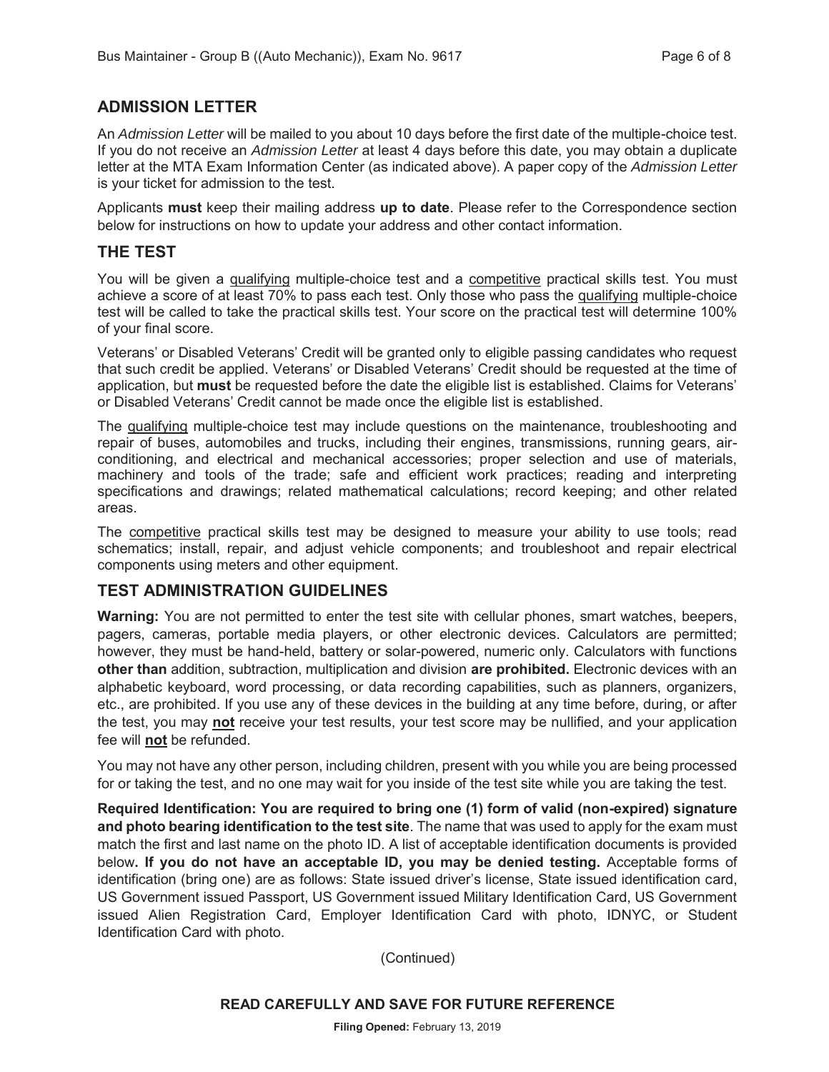## ADMISSION LETTER

An *Admission Letter* will be mailed to you about 10 days before the first date of the multiple-choice test. If you do not receive an *Admission Letter* at least 4 days before this date, you may obtain a duplicate letter at the MTA Exam Information Center (as indicated above). A paper copy of the *Admission Letter* is your ticket for admission to the test.

Applicants **must** keep their mailing address **up to date**. Please refer to the Correspondence section below for instructions on how to update your address and other contact information.

## THE TEST

You will be given a qualifying multiple-choice test and a competitive practical skills test. You must achieve a score of at least 70% to pass each test. Only those who pass the qualifying multiple-choice test will be called to take the practical skills test. Your score on the practical test will determine 100% of your final score.

Veterans' or Disabled Veterans' Credit will be granted only to eligible passing candidates who request that such credit be applied. Veterans' or Disabled Veterans' Credit should be requested at the time of application, but **must** be requested before the date the eligible list is established. Claims for Veterans' or Disabled Veterans' Credit cannot be made once the eligible list is established.

The qualifying multiple-choice test may include questions on the maintenance, troubleshooting and repair of buses, automobiles and trucks, including their engines, transmissions, running gears, air-conditioning, and electrical and mechanical accessories; proper selection and use of materials, machinery and tools of the trade; safe and efficient work practices; reading and interpreting specifications and drawings; related mathematical calculations; record keeping; and other related areas.

The competitive practical skills test may be designed to measure your ability to use tools; read schematics; install, repair, and adjust vehicle components; and troubleshoot and repair electrical components using meters and other equipment.

## TEST ADMINISTRATION GUIDELINES

**Warning:** You are not permitted to enter the test site with cellular phones, smart watches, beepers, pagers, cameras, portable media players, or other electronic devices. Calculators are permitted; however, they must be hand-held, battery or solar-powered, numeric only. Calculators with functions **other than** addition, subtraction, multiplication and division **are prohibited.** Electronic devices with an alphabetic keyboard, word processing, or data recording capabilities, such as planners, organizers, etc., are prohibited. If you use any of these devices in the building at any time before, during, or after the test, you may **not** receive your test results, your test score may be nullified, and your application fee will **not** be refunded.

You may not have any other person, including children, present with you while you are being processed for or taking the test, and no one may wait for you inside of the test site while you are taking the test.

**Required Identification: You are required to bring one (1) form of valid (non-expired) signature and photo bearing identification to the test site**. The name that was used to apply for the exam must match the first and last name on the photo ID. A list of acceptable identification documents is provided below**. If you do not have an acceptable ID, you may be denied testing.** Acceptable forms of identification (bring one) are as follows: State issued driver's license, State issued identification card, US Government issued Passport, US Government issued Military Identification Card, US Government issued Alien Registration Card, Employer Identification Card with photo, IDNYC, or Student Identification Card with photo.

(Continued)

**READ CAREFULLY AND SAVE FOR FUTURE REFERENCE**

**Filing Opened:** February 13, 2019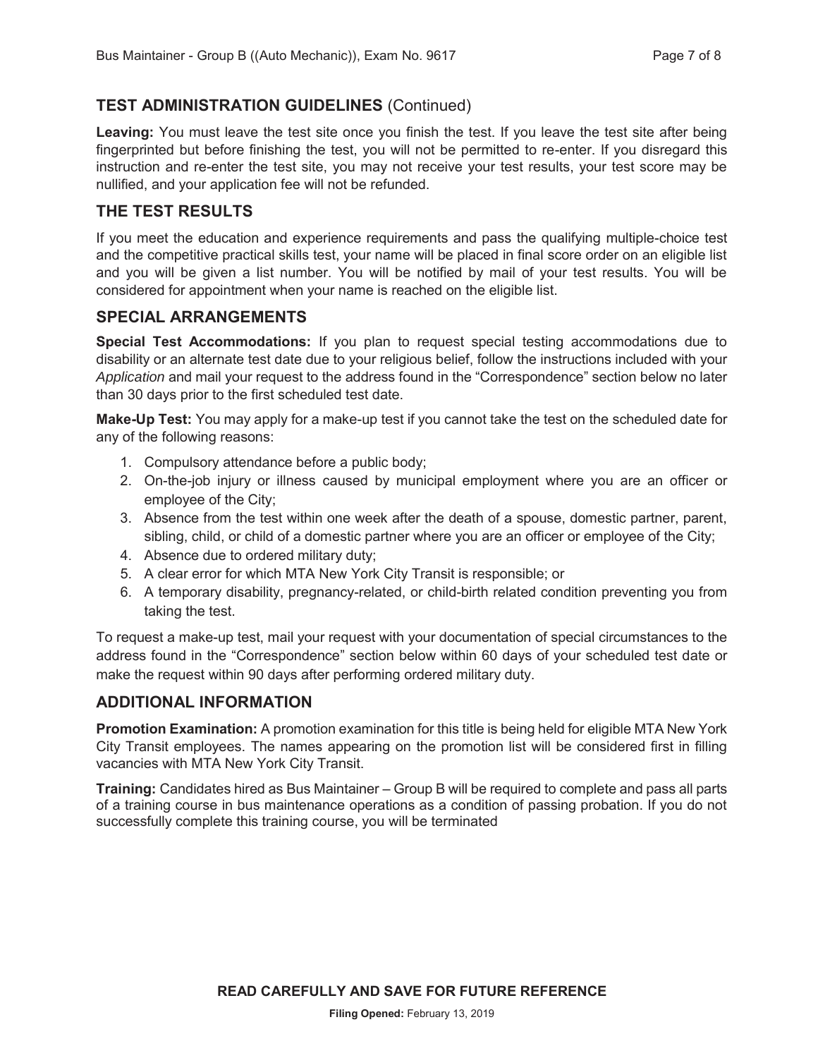## TEST ADMINISTRATION GUIDELINES (Continued)

**Leaving:** You must leave the test site once you finish the test. If you leave the test site after being fingerprinted but before finishing the test, you will not be permitted to re-enter. If you disregard this instruction and re-enter the test site, you may not receive your test results, your test score may be nullified, and your application fee will not be refunded.

## THE TEST RESULTS

If you meet the education and experience requirements and pass the qualifying multiple-choice test and the competitive practical skills test, your name will be placed in final score order on an eligible list and you will be given a list number. You will be notified by mail of your test results. You will be considered for appointment when your name is reached on the eligible list.

## SPECIAL ARRANGEMENTS

**Special Test Accommodations:** If you plan to request special testing accommodations due to disability or an alternate test date due to your religious belief, follow the instructions included with your *Application* and mail your request to the address found in the "Correspondence" section below no later than 30 days prior to the first scheduled test date.

**Make-Up Test:** You may apply for a make-up test if you cannot take the test on the scheduled date for any of the following reasons:

1. Compulsory attendance before a public body;
2. On-the-job injury or illness caused by municipal employment where you are an officer or employee of the City;
3. Absence from the test within one week after the death of a spouse, domestic partner, parent, sibling, child, or child of a domestic partner where you are an officer or employee of the City;
4. Absence due to ordered military duty;
5. A clear error for which MTA New York City Transit is responsible; or
6. A temporary disability, pregnancy-related, or child-birth related condition preventing you from taking the test.

To request a make-up test, mail your request with your documentation of special circumstances to the address found in the "Correspondence" section below within 60 days of your scheduled test date or make the request within 90 days after performing ordered military duty.

## ADDITIONAL INFORMATION

**Promotion Examination:** A promotion examination for this title is being held for eligible MTA New York City Transit employees. The names appearing on the promotion list will be considered first in filling vacancies with MTA New York City Transit.

**Training:** Candidates hired as Bus Maintainer – Group B will be required to complete and pass all parts of a training course in bus maintenance operations as a condition of passing probation. If you do not successfully complete this training course, you will be terminated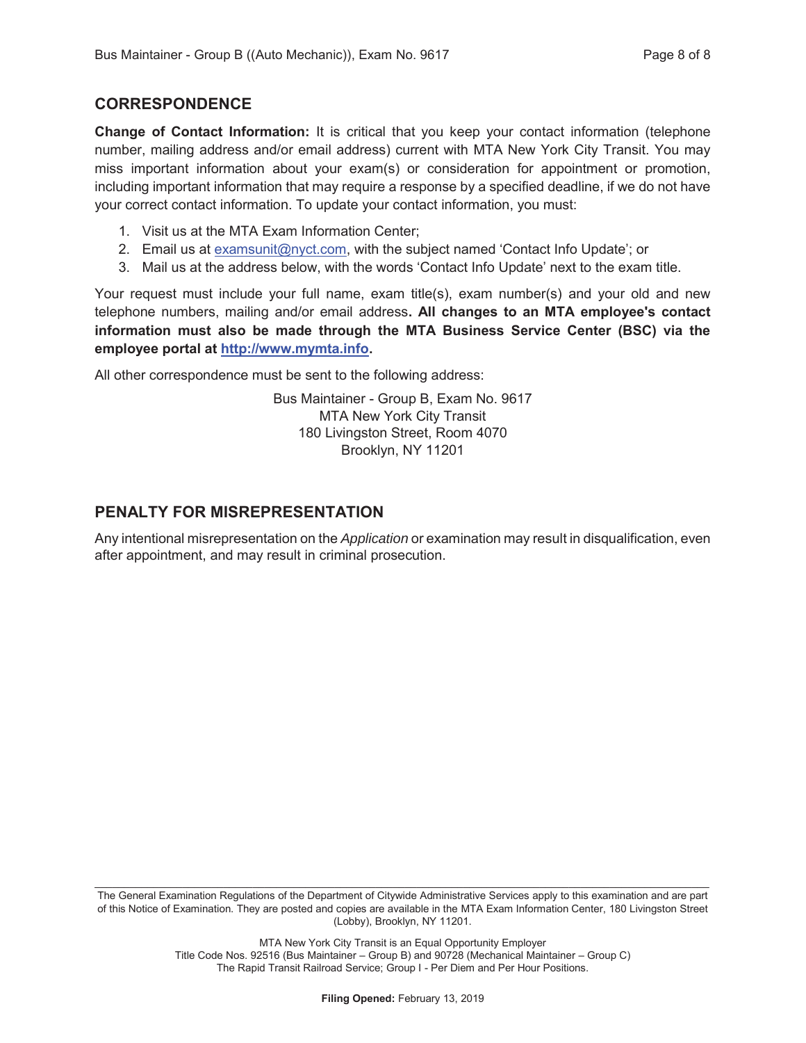## CORRESPONDENCE

**Change of Contact Information:** It is critical that you keep your contact information (telephone number, mailing address and/or email address) current with MTA New York City Transit. You may miss important information about your exam(s) or consideration for appointment or promotion, including important information that may require a response by a specified deadline, if we do not have your correct contact information. To update your contact information, you must:

1. Visit us at the MTA Exam Information Center;
2. Email us at examsunit@nyct.com, with the subject named 'Contact Info Update'; or
3. Mail us at the address below, with the words 'Contact Info Update' next to the exam title.

Your request must include your full name, exam title(s), exam number(s) and your old and new telephone numbers, mailing and/or email address**. All changes to an MTA employee's contact information must also be made through the MTA Business Service Center (BSC) via the employee portal at http://www.mymta.info.**

All other correspondence must be sent to the following address:

Bus Maintainer - Group B, Exam No. 9617
MTA New York City Transit
180 Livingston Street, Room 4070
Brooklyn, NY 11201

## PENALTY FOR MISREPRESENTATION

Any intentional misrepresentation on the *Application* or examination may result in disqualification, even after appointment, and may result in criminal prosecution.

---

The General Examination Regulations of the Department of Citywide Administrative Services apply to this examination and are part of this Notice of Examination. They are posted and copies are available in the MTA Exam Information Center, 180 Livingston Street (Lobby), Brooklyn, NY 11201.

MTA New York City Transit is an Equal Opportunity Employer
Title Code Nos. 92516 (Bus Maintainer – Group B) and 90728 (Mechanical Maintainer – Group C)
The Rapid Transit Railroad Service; Group I - Per Diem and Per Hour Positions.

**Filing Opened:** February 13, 2019